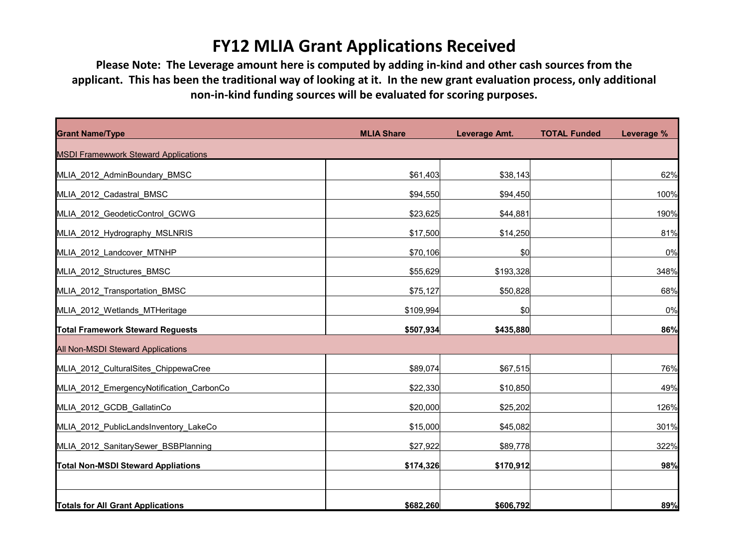# FY12 MLIA Grant Applications Received

**Please Note: The Leverage amount here is computed by adding in-kind and other cash sources from the applicant. This has been the traditional way of looking at it. In the new grant evaluation process, only additional non-in-kind funding sources will be evaluated for scoring purposes.**

| Grant Name/Type | MLIA Share | Leverage Amt. | TOTAL Funded | Leverage % |
|---|---|---|---|---|
| MSDI Framewwork Steward Applications | | | | |
| MLIA_2012_AdminBoundary_BMSC | $61,403 | $38,143 | | 62% |
| MLIA_2012_Cadastral_BMSC | $94,550 | $94,450 | | 100% |
| MLIA_2012_GeodeticControl_GCWG | $23,625 | $44,881 | | 190% |
| MLIA_2012_Hydrography_MSLNRIS | $17,500 | $14,250 | | 81% |
| MLIA_2012_Landcover_MTNHP | $70,106 | $0 | | 0% |
| MLIA_2012_Structures_BMSC | $55,629 | $193,328 | | 348% |
| MLIA_2012_Transportation_BMSC | $75,127 | $50,828 | | 68% |
| MLIA_2012_Wetlands_MTHeritage | $109,994 | $0 | | 0% |
| **Total Framework Steward Reguests** | **$507,934** | **$435,880** | | **86%** |
| All Non-MSDI Steward Applications | | | | |
| MLIA_2012_CulturalSites_ChippewaCree | $89,074 | $67,515 | | 76% |
| MLIA_2012_EmergencyNotification_CarbonCo | $22,330 | $10,850 | | 49% |
| MLIA_2012_GCDB_GallatinCo | $20,000 | $25,202 | | 126% |
| MLIA_2012_PublicLandsInventory_LakeCo | $15,000 | $45,082 | | 301% |
| MLIA_2012_SanitarySewer_BSBPlanning | $27,922 | $89,778 | | 322% |
| **Total Non-MSDI Steward Appliations** | **$174,326** | **$170,912** | | **98%** |
| | | | | |
| **Totals for All Grant Applications** | **$682,260** | **$606,792** | | **89%** |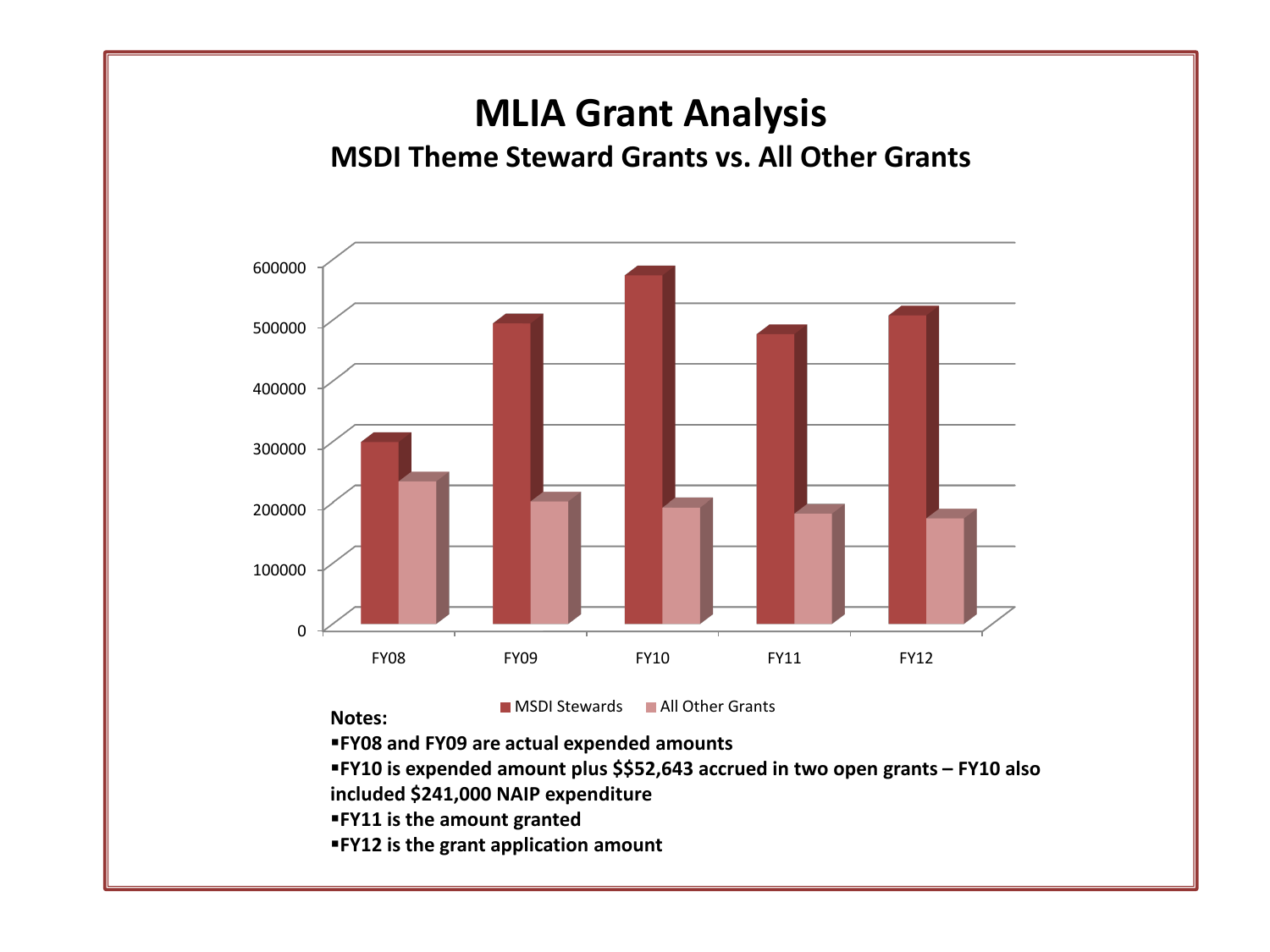# MLIA Grant Analysis

## MSDI Theme Steward Grants vs. All Other Grants

600000
500000
400000
300000
200000
100000
0

FY08 FY09 FY10 FY11 FY12

■ MSDI Stewards ■ All Other Grants

**Notes:**

- **FY08 and FY09 are actual expended amounts**
- **FY10 is expended amount plus $$52,643 accrued in two open grants – FY10 also included $241,000 NAIP expenditure**
- **FY11 is the amount granted**
- **FY12 is the grant application amount**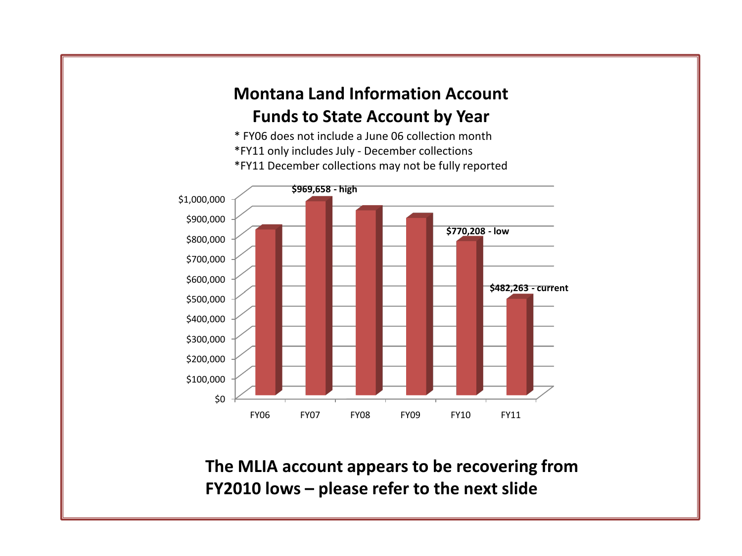## Montana Land Information Account Funds to State Account by Year

\* FY06 does not include a June 06 collection month

*FY11 only includes July - December collections

*FY11 December collections may not be fully reported

| Year | Amount |
|---|---|
| FY06 | |
| FY07 | $969,658 - high |
| FY08 | |
| FY09 | |
| FY10 | $770,208 - low |
| FY11 | $482,263 - current |

**The MLIA account appears to be recovering from FY2010 lows – please refer to the next slide**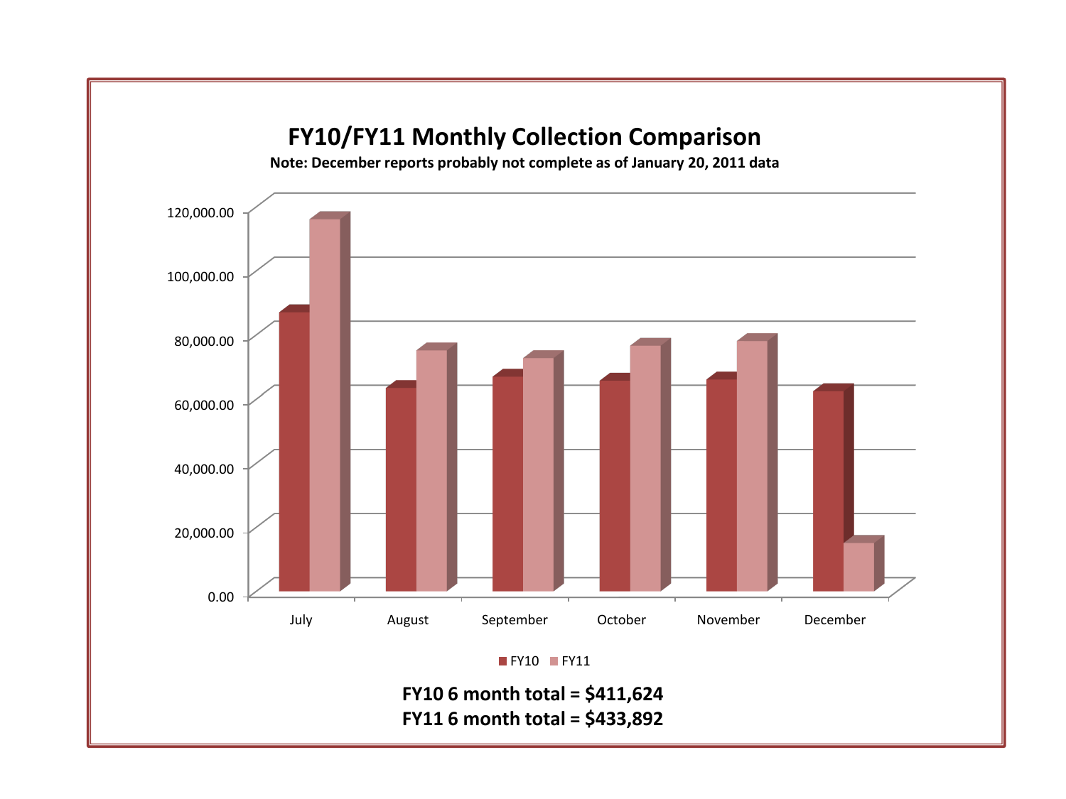## FY10/FY11 Monthly Collection Comparison

**Note: December reports probably not complete as of January 20, 2011 data**

120,000.00
100,000.00
80,000.00
60,000.00
40,000.00
20,000.00
0.00

July
August
September
October
November
December

FY10
FY11

**FY10 6 month total = $411,624**
**FY11 6 month total = $433,892**